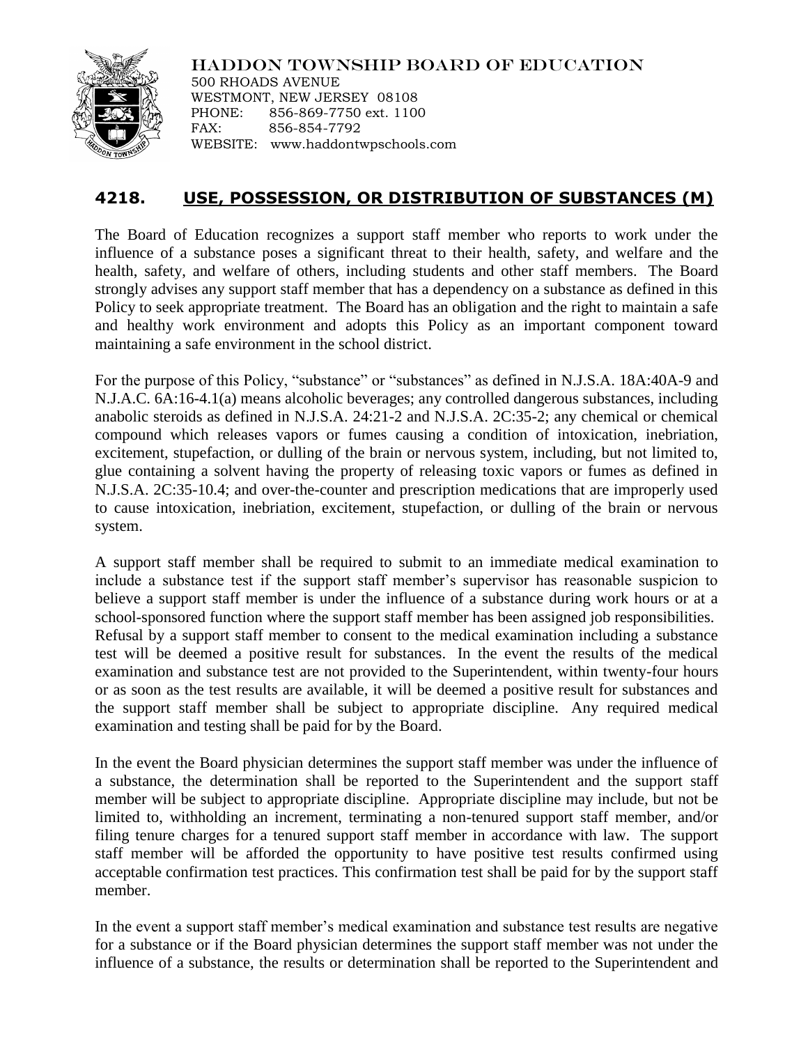HADDON TOWNSHIP BOARD OF EDUCATION
500 RHOADS AVENUE
WESTMONT, NEW JERSEY 08108
PHONE: 856-869-7750 ext. 1100
FAX: 856-854-7792
WEBSITE: www.haddontwpschools.com

## 4218. USE, POSSESSION, OR DISTRIBUTION OF SUBSTANCES (M)

The Board of Education recognizes a support staff member who reports to work under the influence of a substance poses a significant threat to their health, safety, and welfare and the health, safety, and welfare of others, including students and other staff members. The Board strongly advises any support staff member that has a dependency on a substance as defined in this Policy to seek appropriate treatment. The Board has an obligation and the right to maintain a safe and healthy work environment and adopts this Policy as an important component toward maintaining a safe environment in the school district.

For the purpose of this Policy, "substance" or "substances" as defined in N.J.S.A. 18A:40A-9 and N.J.A.C. 6A:16-4.1(a) means alcoholic beverages; any controlled dangerous substances, including anabolic steroids as defined in N.J.S.A. 24:21-2 and N.J.S.A. 2C:35-2; any chemical or chemical compound which releases vapors or fumes causing a condition of intoxication, inebriation, excitement, stupefaction, or dulling of the brain or nervous system, including, but not limited to, glue containing a solvent having the property of releasing toxic vapors or fumes as defined in N.J.S.A. 2C:35-10.4; and over-the-counter and prescription medications that are improperly used to cause intoxication, inebriation, excitement, stupefaction, or dulling of the brain or nervous system.

A support staff member shall be required to submit to an immediate medical examination to include a substance test if the support staff member's supervisor has reasonable suspicion to believe a support staff member is under the influence of a substance during work hours or at a school-sponsored function where the support staff member has been assigned job responsibilities. Refusal by a support staff member to consent to the medical examination including a substance test will be deemed a positive result for substances. In the event the results of the medical examination and substance test are not provided to the Superintendent, within twenty-four hours or as soon as the test results are available, it will be deemed a positive result for substances and the support staff member shall be subject to appropriate discipline. Any required medical examination and testing shall be paid for by the Board.

In the event the Board physician determines the support staff member was under the influence of a substance, the determination shall be reported to the Superintendent and the support staff member will be subject to appropriate discipline. Appropriate discipline may include, but not be limited to, withholding an increment, terminating a non-tenured support staff member, and/or filing tenure charges for a tenured support staff member in accordance with law. The support staff member will be afforded the opportunity to have positive test results confirmed using acceptable confirmation test practices. This confirmation test shall be paid for by the support staff member.

In the event a support staff member's medical examination and substance test results are negative for a substance or if the Board physician determines the support staff member was not under the influence of a substance, the results or determination shall be reported to the Superintendent and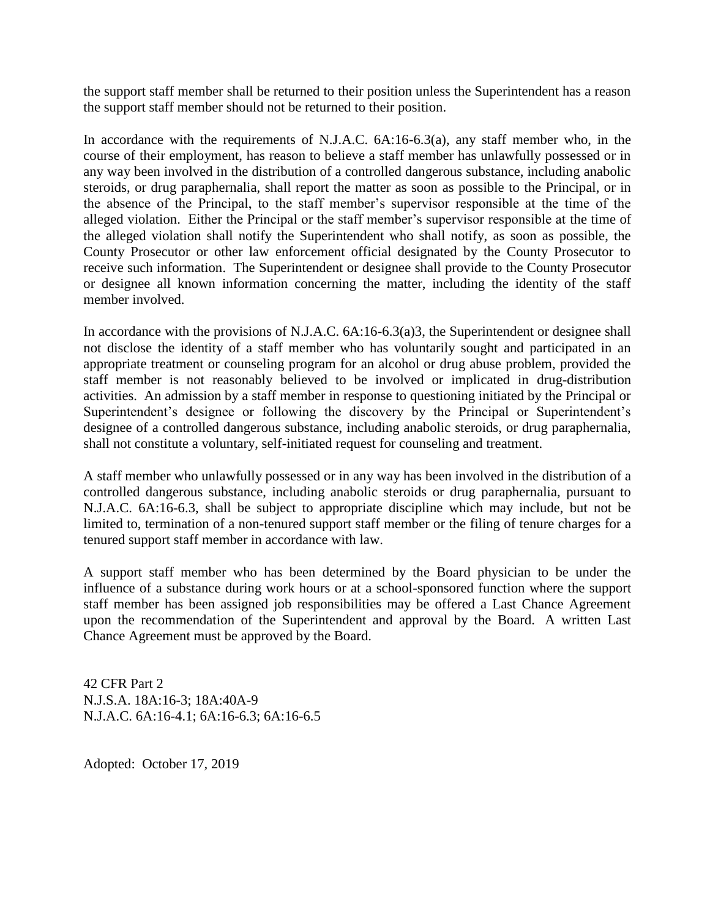the support staff member shall be returned to their position unless the Superintendent has a reason the support staff member should not be returned to their position.

In accordance with the requirements of N.J.A.C. 6A:16-6.3(a), any staff member who, in the course of their employment, has reason to believe a staff member has unlawfully possessed or in any way been involved in the distribution of a controlled dangerous substance, including anabolic steroids, or drug paraphernalia, shall report the matter as soon as possible to the Principal, or in the absence of the Principal, to the staff member's supervisor responsible at the time of the alleged violation. Either the Principal or the staff member's supervisor responsible at the time of the alleged violation shall notify the Superintendent who shall notify, as soon as possible, the County Prosecutor or other law enforcement official designated by the County Prosecutor to receive such information. The Superintendent or designee shall provide to the County Prosecutor or designee all known information concerning the matter, including the identity of the staff member involved.

In accordance with the provisions of N.J.A.C. 6A:16-6.3(a)3, the Superintendent or designee shall not disclose the identity of a staff member who has voluntarily sought and participated in an appropriate treatment or counseling program for an alcohol or drug abuse problem, provided the staff member is not reasonably believed to be involved or implicated in drug-distribution activities. An admission by a staff member in response to questioning initiated by the Principal or Superintendent's designee or following the discovery by the Principal or Superintendent's designee of a controlled dangerous substance, including anabolic steroids, or drug paraphernalia, shall not constitute a voluntary, self-initiated request for counseling and treatment.

A staff member who unlawfully possessed or in any way has been involved in the distribution of a controlled dangerous substance, including anabolic steroids or drug paraphernalia, pursuant to N.J.A.C. 6A:16-6.3, shall be subject to appropriate discipline which may include, but not be limited to, termination of a non-tenured support staff member or the filing of tenure charges for a tenured support staff member in accordance with law.

A support staff member who has been determined by the Board physician to be under the influence of a substance during work hours or at a school-sponsored function where the support staff member has been assigned job responsibilities may be offered a Last Chance Agreement upon the recommendation of the Superintendent and approval by the Board. A written Last Chance Agreement must be approved by the Board.

42 CFR Part 2
N.J.S.A. 18A:16-3; 18A:40A-9
N.J.A.C. 6A:16-4.1; 6A:16-6.3; 6A:16-6.5

Adopted: October 17, 2019